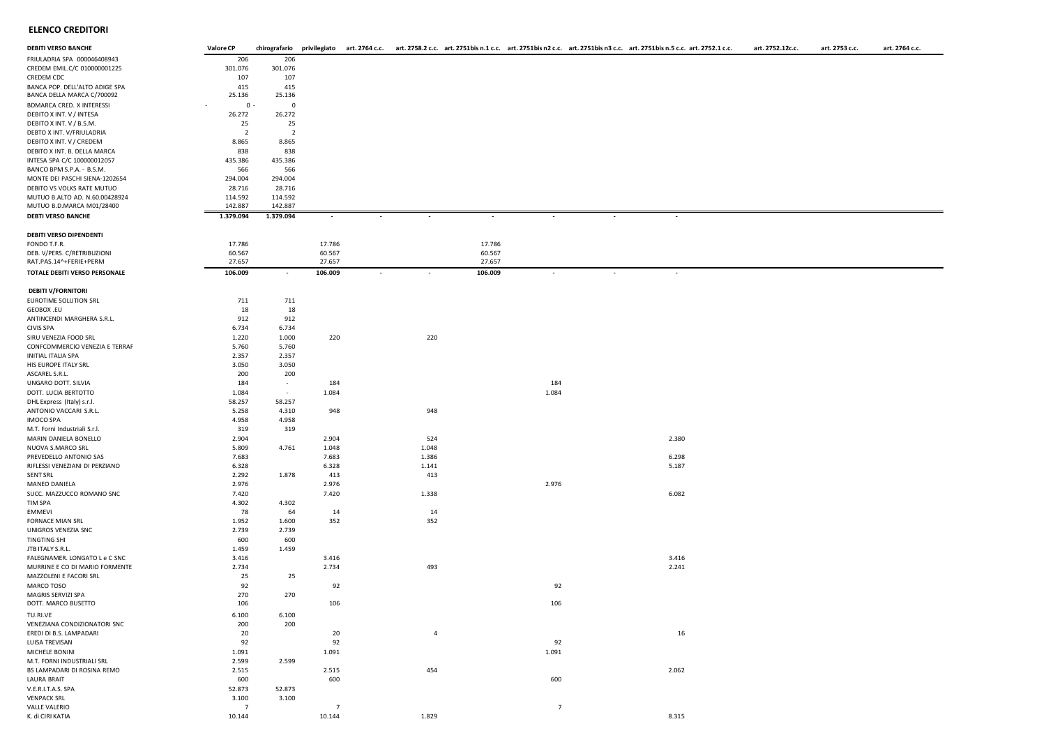## ELENCO CREDITORI

| DEBITI VERSO BANCHE | Valore CP | chirografario | privilegiato | art. 2764 c.c. | art. 2758.2 c.c. | art. 2751bis n.1 c.c. | art. 2751bis n2 c.c. | art. 2751bis n3 c.c. | art. 2751bis n.5 c.c. | art. 2752.1 c.c. | art. 2752.12c.c. | art. 2753 c.c. | art. 2764 c.c. |
|---|---|---|---|---|---|---|---|---|---|---|---|---|---|
| FRIULADRIA SPA 000046408943 | 206 | 206 | | | | | | | | | | | |
| CREDEM EMIL.C/C 010000001225 | 301.076 | 301.076 | | | | | | | | | | | |
| CREDEM CDC | 107 | 107 | | | | | | | | | | | |
| BANCA POP. DELL'ALTO ADIGE SPA | 415 | 415 | | | | | | | | | | | |
| BANCA DELLA MARCA C/700092 | 25.136 | 25.136 | | | | | | | | | | | |
| BDMARCA CRED. X INTERESSI | - 0 - | 0 | | | | | | | | | | | |
| DEBITO X INT. V / INTESA | 26.272 | 26.272 | | | | | | | | | | | |
| DEBITO X INT. V / B.S.M. | 25 | 25 | | | | | | | | | | | |
| DEBTO X INT. V/FRIULADRIA | 2 | 2 | | | | | | | | | | | |
| DEBITO X INT. V / CREDEM | 8.865 | 8.865 | | | | | | | | | | | |
| DEBITO X INT. B. DELLA MARCA | 838 | 838 | | | | | | | | | | | |
| INTESA SPA C/C 100000012057 | 435.386 | 435.386 | | | | | | | | | | | |
| BANCO BPM S.P.A. - B.S.M. | 566 | 566 | | | | | | | | | | | |
| MONTE DEI PASCHI SIENA-1202654 | 294.004 | 294.004 | | | | | | | | | | | |
| DEBITO VS VOLKS RATE MUTUO | 28.716 | 28.716 | | | | | | | | | | | |
| MUTUO B.ALTO AD. N.60.00428924 | 114.592 | 114.592 | | | | | | | | | | | |
| MUTUO B.D.MARCA M01/28400 | 142.887 | 142.887 | | | | | | | | | | | |
| **DEBTI VERSO BANCHE** | **1.379.094** | **1.379.094** | - | - | - | - | - | - | - | | | | |
| | | | | | | | | | | | | | |
| **DEBITI VERSO DIPENDENTI** | | | | | | | | | | | | | |
| FONDO T.F.R. | 17.786 | | 17.786 | | | 17.786 | | | | | | | |
| DEB. V/PERS. C/RETRIBUZIONI | 60.567 | | 60.567 | | | 60.567 | | | | | | | |
| RAT.PAS.14^+FERIE+PERM | 27.657 | | 27.657 | | | 27.657 | | | | | | | |
| **TOTALE DEBITI VERSO PERSONALE** | **106.009** | - | **106.009** | - | - | **106.009** | - | - | - | | | | |
| | | | | | | | | | | | | | |
| **DEBITI V/FORNITORI** | | | | | | | | | | | | | |
| EUROTIME SOLUTION SRL | 711 | 711 | | | | | | | | | | | |
| GEOBOX .EU | 18 | 18 | | | | | | | | | | | |
| ANTINCENDI MARGHERA S.R.L. | 912 | 912 | | | | | | | | | | | |
| CIVIS SPA | 6.734 | 6.734 | | | | | | | | | | | |
| SIRU VENEZIA FOOD SRL | 1.220 | 1.000 | 220 | | 220 | | | | | | | | |
| CONFCOMMERCIO VENEZIA E TERRAF | 5.760 | 5.760 | | | | | | | | | | | |
| INITIAL ITALIA SPA | 2.357 | 2.357 | | | | | | | | | | | |
| HIS EUROPE ITALY SRL | 3.050 | 3.050 | | | | | | | | | | | |
| ASCAREL S.R.L. | 200 | 200 | | | | | | | | | | | |
| UNGARO DOTT. SILVIA | 184 | - | 184 | | | | 184 | | | | | | |
| DOTT. LUCIA BERTOTTO | 1.084 | - | 1.084 | | | | 1.084 | | | | | | |
| DHL Express (Italy) s.r.l. | 58.257 | 58.257 | | | | | | | | | | | |
| ANTONIO VACCARI S.R.L. | 5.258 | 4.310 | 948 | | 948 | | | | | | | | |
| IMOCO SPA | 4.958 | 4.958 | | | | | | | | | | | |
| M.T. Forni Industriali S.r.l. | 319 | 319 | | | | | | | | | | | |
| MARIN DANIELA BONELLO | 2.904 | | 2.904 | | 524 | | | | 2.380 | | | | |
| NUOVA S.MARCO SRL | 5.809 | 4.761 | 1.048 | | 1.048 | | | | | | | | |
| PREVEDELLO ANTONIO SAS | 7.683 | | 7.683 | | 1.386 | | | | 6.298 | | | | |
| RIFLESSI VENEZIANI DI PERZIANO | 6.328 | | 6.328 | | 1.141 | | | | 5.187 | | | | |
| SENT SRL | 2.292 | 1.878 | 413 | | 413 | | | | | | | | |
| MANEO DANIELA | 2.976 | | 2.976 | | | | 2.976 | | | | | | |
| SUCC. MAZZUCCO ROMANO SNC | 7.420 | | 7.420 | | 1.338 | | | | 6.082 | | | | |
| TIM SPA | 4.302 | 4.302 | | | | | | | | | | | |
| EMMEVI | 78 | 64 | 14 | | 14 | | | | | | | | |
| FORNACE MIAN SRL | 1.952 | 1.600 | 352 | | 352 | | | | | | | | |
| UNIGROS VENEZIA SNC | 2.739 | 2.739 | | | | | | | | | | | |
| TINGTING SHI | 600 | 600 | | | | | | | | | | | |
| JTB ITALY S.R.L. | 1.459 | 1.459 | | | | | | | | | | | |
| FALEGNAMER. LONGATO L e C SNC | 3.416 | | 3.416 | | | | | | 3.416 | | | | |
| MURRINE E CO DI MARIO FORMENTE | 2.734 | | 2.734 | | 493 | | | | 2.241 | | | | |
| MAZZOLENI E FACORI SRL | 25 | 25 | | | | | | | | | | | |
| MARCO TOSO | 92 | | 92 | | | | 92 | | | | | | |
| MAGRIS SERVIZI SPA | 270 | 270 | | | | | | | | | | | |
| DOTT. MARCO BUSETTO | 106 | | 106 | | | | 106 | | | | | | |
| TU.RI.VE | 6.100 | 6.100 | | | | | | | | | | | |
| VENEZIANA CONDIZIONATORI SNC | 200 | 200 | | | | | | | | | | | |
| EREDI DI B.S. LAMPADARI | 20 | | 20 | | 4 | | | | 16 | | | | |
| LUISA TREVISAN | 92 | | 92 | | | | 92 | | | | | | |
| MICHELE BONINI | 1.091 | | 1.091 | | | | 1.091 | | | | | | |
| M.T. FORNI INDUSTRIALI SRL | 2.599 | 2.599 | | | | | | | | | | | |
| BS LAMPADARI DI ROSINA REMO | 2.515 | | 2.515 | | 454 | | | | 2.062 | | | | |
| LAURA BRAIT | 600 | | 600 | | | | 600 | | | | | | |
| V.E.R.I.T.A.S. SPA | 52.873 | 52.873 | | | | | | | | | | | |
| VENPACK SRL | 3.100 | 3.100 | | | | | | | | | | | |
| VALLE VALERIO | 7 | | 7 | | | | 7 | | | | | | |
| K. di CIRI KATIA | 10.144 | | 10.144 | | 1.829 | | | | 8.315 | | | | |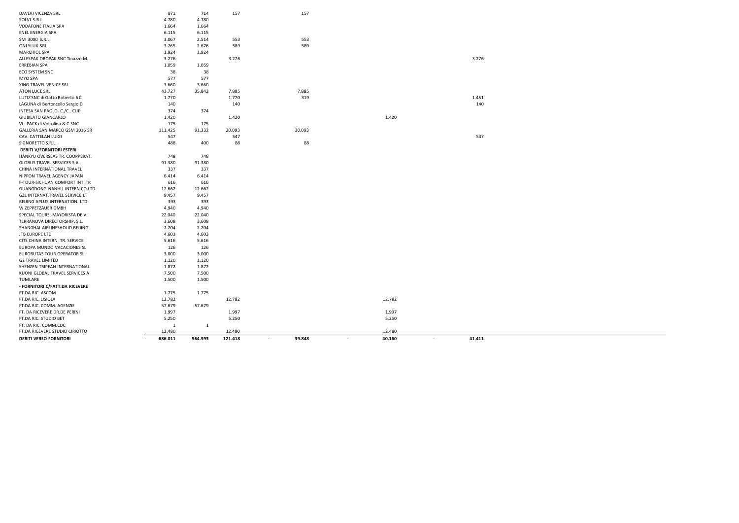| | | | | | | | | | |
|---|---|---|---|---|---|---|---|---|---|
| DAVERI VICENZA SRL | 871 | 714 | 157 | | 157 | | | | |
| SOLVI S.R.L. | 4.780 | 4.780 | | | | | | | |
| VODAFONE ITALIA SPA | 1.664 | 1.664 | | | | | | | |
| ENEL ENERGIA SPA | 6.115 | 6.115 | | | | | | | |
| SM 3000 S.R.L. | 3.067 | 2.514 | 553 | | 553 | | | | |
| ONLYLUX SRL | 3.265 | 2.676 | 589 | | 589 | | | | |
| MARCHIOL SPA | 1.924 | 1.924 | | | | | | | |
| ALLESPAK OROPAK SNC Tinazzo M. | 3.276 | | 3.276 | | | | | | 3.276 |
| ERREBIAN SPA | 1.059 | 1.059 | | | | | | | |
| ECO SYSTEM SNC | 38 | 38 | | | | | | | |
| MYO SPA | 577 | 577 | | | | | | | |
| XING TRAVEL VENICE SRL | 3.660 | 3.660 | | | | | | | |
| ATON LUCE SRL | 43.727 | 35.842 | 7.885 | | 7.885 | | | | |
| LUTIZ SNC di Gatto Roberto 6 C | 1.770 | | 1.770 | | 319 | | | | 1.451 |
| LAGUNA di Bertoncello Sergio D | 140 | | 140 | | | | | | 140 |
| INTESA SAN PAOLO- C./C.. CUP | 374 | 374 | | | | | | | |
| GIUBILATO GIANCARLO | 1.420 | | 1.420 | | | | 1.420 | | |
| VI - PACK di Voltolina.& C.SNC | 175 | 175 | | | | | | | |
| GALLERIA SAN MARCO GSM 2016 SR | 111.425 | 91.332 | 20.093 | | 20.093 | | | | |
| CAV. CATTELAN LUIGI | 547 | | 547 | | | | | | 547 |
| SIGNORETTO S.R.L. | 488 | 400 | 88 | | 88 | | | | |
| **DEBITI V/FORNITORI ESTERI** | | | | | | | | | |
| HANKYU OVERSEAS TR. COOPPERAT. | 748 | 748 | | | | | | | |
| GLOBUS TRAVEL SERVICES S.A. | 91.380 | 91.380 | | | | | | | |
| CHINA INTERNATIONAL TRAVEL | 337 | 337 | | | | | | | |
| NIPPON TRAVEL AGENCY JAPAN | 6.414 | 6.414 | | | | | | | |
| F-TOUR-SICHUAN COMFORT INT..TR | 616 | 616 | | | | | | | |
| GUANGDONG NANHU INTERN.CO.LTD | 12.662 | 12.662 | | | | | | | |
| GZL INTERNAT.TRAVEL SERVICE LT | 9.457 | 9.457 | | | | | | | |
| BEIJING APLUS INTERNATION. LTD | 393 | 393 | | | | | | | |
| W ZEPPETZAUER GMBH | 4.940 | 4.940 | | | | | | | |
| SPECIAL TOURS -MAYORISTA DE V. | 22.040 | 22.040 | | | | | | | |
| TERRANOVA DIRECTORSHIP, S.L. | 3.608 | 3.608 | | | | | | | |
| SHANGHAI AIRLINESHOLID.BEIJING | 2.204 | 2.204 | | | | | | | |
| JTB EUROPE LTD | 4.603 | 4.603 | | | | | | | |
| CITS CHINA INTERN. TR. SERVICE | 5.616 | 5.616 | | | | | | | |
| EUROPA MUNDO VACACIONES SL | 126 | 126 | | | | | | | |
| EURORUTAS TOUR OPERATOR SL | 3.000 | 3.000 | | | | | | | |
| G2 TRAVEL LIMITED | 1.120 | 1.120 | | | | | | | |
| SHENZEN TRIPEAN INTERNATIONAL | 1.872 | 1.872 | | | | | | | |
| KUONI GLOBAL TRAVEL SERVICES A | 7.500 | 7.500 | | | | | | | |
| TUMLARE | 1.500 | 1.500 | | | | | | | |
| **- FORNITORI C/FATT.DA RICEVERE** | | | | | | | | | |
| FT.DA RIC. ASCOM | 1.775 | 1.775 | | | | | | | |
| FT.DA RIC. LISIOLA | 12.782 | | 12.782 | | | | 12.782 | | |
| FT.DA RIC. COMM. AGENZIE | 57.679 | 57.679 | | | | | | | |
| FT. DA RICEVERE DR.DE PERINI | 1.997 | | 1.997 | | | | 1.997 | | |
| FT.DA RIC. STUDIO BET | 5.250 | | 5.250 | | | | 5.250 | | |
| FT. DA RIC. COMM.CDC | 1 | 1 | | | | | | | |
| FT.DA RICEVERE STUDIO CIRIOTTO | 12.480 | | 12.480 | | | | 12.480 | | |
| **DEBITI VERSO FORNITORI** | **686.011** | **564.593** | **121.418** | - | **39.848** | - | **40.160** | - | **41.411** |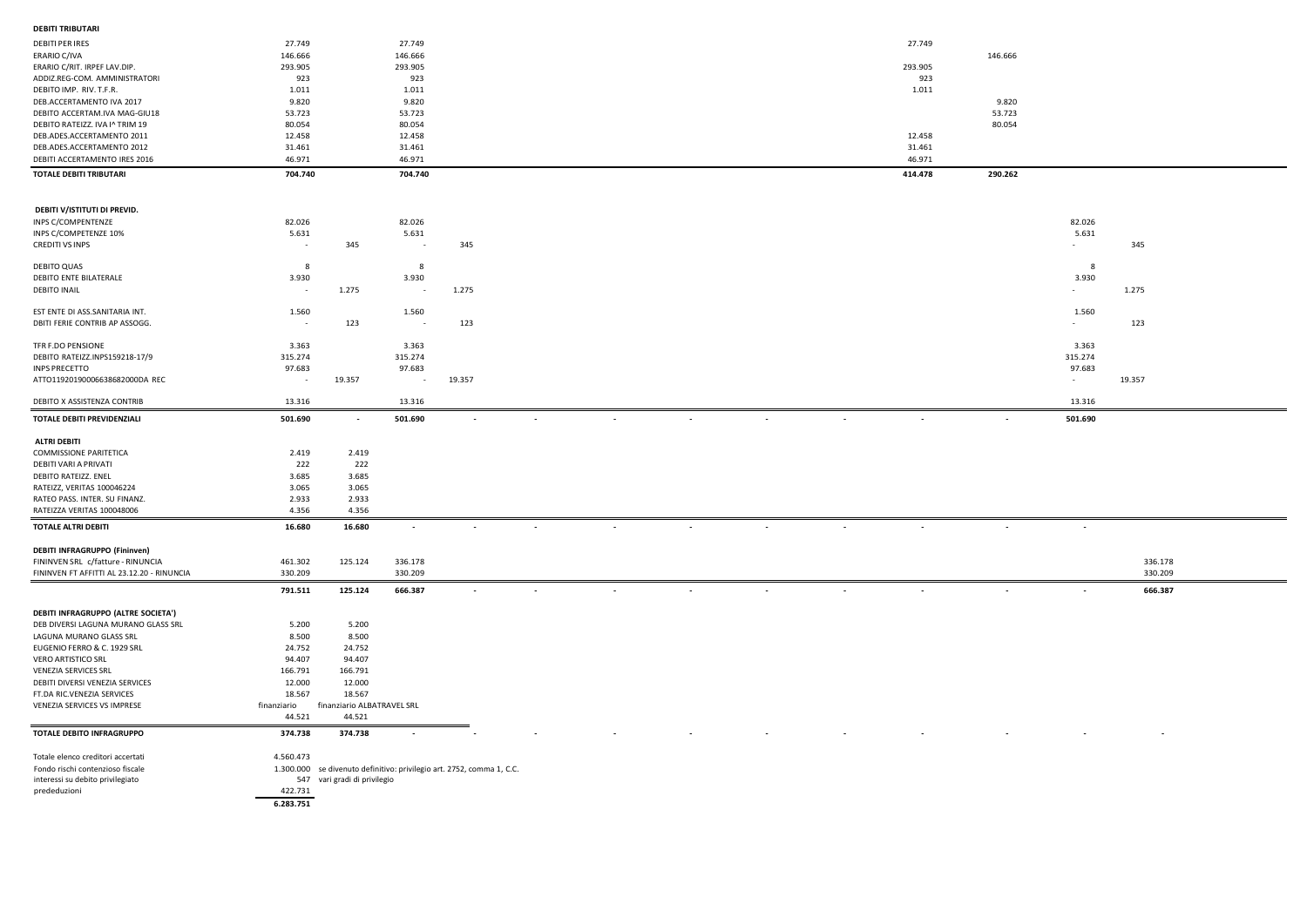| | | | | | | | | | | | | | |
|---|---|---|---|---|---|---|---|---|---|---|---|---|---|
| **DEBITI TRIBUTARI** | | | | | | | | | | | | | |
| DEBITI PER IRES | 27.749 | | 27.749 | | | | | | | 27.749 | | | |
| ERARIO C/IVA | 146.666 | | 146.666 | | | | | | | | 146.666 | | |
| ERARIO C/RIT. IRPEF LAV.DIP. | 293.905 | | 293.905 | | | | | | | 293.905 | | | |
| ADDIZ.REG-COM. AMMINISTRATORI | 923 | | 923 | | | | | | | 923 | | | |
| DEBITO IMP. RIV. T.F.R. | 1.011 | | 1.011 | | | | | | | 1.011 | | | |
| DEB.ACCERTAMENTO IVA 2017 | 9.820 | | 9.820 | | | | | | | | 9.820 | | |
| DEBITO ACCERTAM.IVA MAG-GIU18 | 53.723 | | 53.723 | | | | | | | | 53.723 | | |
| DEBITO RATEIZZ. IVA I^ TRIM 19 | 80.054 | | 80.054 | | | | | | | | 80.054 | | |
| DEB.ADES.ACCERTAMENTO 2011 | 12.458 | | 12.458 | | | | | | | 12.458 | | | |
| DEB.ADES.ACCERTAMENTO 2012 | 31.461 | | 31.461 | | | | | | | 31.461 | | | |
| DEBITI ACCERTAMENTO IRES 2016 | 46.971 | | 46.971 | | | | | | | 46.971 | | | |
| **TOTALE DEBITI TRIBUTARI** | **704.740** | | **704.740** | | | | | | | **414.478** | **290.262** | | |
| | | | | | | | | | | | | | |
| **DEBITI V/ISTITUTI DI PREVID.** | | | | | | | | | | | | | |
| INPS C/COMPENTENZE | 82.026 | | 82.026 | | | | | | | | | 82.026 | |
| INPS C/COMPETENZE 10% | 5.631 | | 5.631 | | | | | | | | | 5.631 | |
| CREDITI VS INPS | - | 345 | - | 345 | | | | | | | | - | 345 |
| DEBITO QUAS | 8 | | 8 | | | | | | | | | 8 | |
| DEBITO ENTE BILATERALE | 3.930 | | 3.930 | | | | | | | | | 3.930 | |
| DEBITO INAIL | - | 1.275 | - | 1.275 | | | | | | | | - | 1.275 |
| EST ENTE DI ASS.SANITARIA INT. | 1.560 | | 1.560 | | | | | | | | | 1.560 | |
| DBITI FERIE CONTRIB AP ASSOGG. | - | 123 | - | 123 | | | | | | | | - | 123 |
| TFR F.DO PENSIONE | 3.363 | | 3.363 | | | | | | | | | 3.363 | |
| DEBITO RATEIZZ.INPS159218-17/9 | 315.274 | | 315.274 | | | | | | | | | 315.274 | |
| INPS PRECETTO | 97.683 | | 97.683 | | | | | | | | | 97.683 | |
| ATTO11920190006638682000DA REC | - | 19.357 | - | 19.357 | | | | | | | | - | 19.357 |
| DEBITO X ASSISTENZA CONTRIB | 13.316 | | 13.316 | | | | | | | | | 13.316 | |
| **TOTALE DEBITI PREVIDENZIALI** | **501.690** | **-** | **501.690** | **-** | **-** | **-** | **-** | **-** | **-** | **-** | **-** | **501.690** | |
| | | | | | | | | | | | | | |
| **ALTRI DEBITI** | | | | | | | | | | | | | |
| COMMISSIONE PARITETICA | 2.419 | 2.419 | | | | | | | | | | | |
| DEBITI VARI A PRIVATI | 222 | 222 | | | | | | | | | | | |
| DEBITO RATEIZZ. ENEL | 3.685 | 3.685 | | | | | | | | | | | |
| RATEIZZ, VERITAS 100046224 | 3.065 | 3.065 | | | | | | | | | | | |
| RATEO PASS. INTER. SU FINANZ. | 2.933 | 2.933 | | | | | | | | | | | |
| RATEIZZA VERITAS 100048006 | 4.356 | 4.356 | | | | | | | | | | | |
| **TOTALE ALTRI DEBITI** | **16.680** | **16.680** | **-** | **-** | **-** | **-** | **-** | **-** | **-** | **-** | **-** | **-** | |
| | | | | | | | | | | | | | |
| **DEBITI INFRAGRUPPO (Fininven)** | | | | | | | | | | | | | |
| FININVEN SRL c/fatture - RINUNCIA | 461.302 | 125.124 | 336.178 | | | | | | | | | | 336.178 |
| FININVEN FT AFFITTI AL 23.12.20 - RINUNCIA | 330.209 | | 330.209 | | | | | | | | | | 330.209 |
| | **791.511** | **125.124** | **666.387** | **-** | **-** | **-** | **-** | **-** | **-** | **-** | **-** | **-** | **666.387** |
| | | | | | | | | | | | | | |
| **DEBITI INFRAGRUPPO (ALTRE SOCIETA')** | | | | | | | | | | | | | |
| DEB DIVERSI LAGUNA MURANO GLASS SRL | 5.200 | 5.200 | | | | | | | | | | | |
| LAGUNA MURANO GLASS SRL | 8.500 | 8.500 | | | | | | | | | | | |
| EUGENIO FERRO & C. 1929 SRL | 24.752 | 24.752 | | | | | | | | | | | |
| VERO ARTISTICO SRL | 94.407 | 94.407 | | | | | | | | | | | |
| VENEZIA SERVICES SRL | 166.791 | 166.791 | | | | | | | | | | | |
| DEBITI DIVERSI VENEZIA SERVICES | 12.000 | 12.000 | | | | | | | | | | | |
| FT.DA RIC.VENEZIA SERVICES | 18.567 | 18.567 | | | | | | | | | | | |
| VENEZIA SERVICES VS IMPRESE | finanziario | finanziario ALBATRAVEL SRL | | | | | | | | | | | |
| | 44.521 | 44.521 | | | | | | | | | | | |
| **TOTALE DEBITO INFRAGRUPPO** | **374.738** | **374.738** | **-** | **-** | **-** | **-** | **-** | **-** | **-** | **-** | **-** | **-** | **-** |
| | | | | | | | | | | | | | |
| Totale elenco creditori accertati | 4.560.473 | | | | | | | | | | | | |
| Fondo rischi contenzioso fiscale | 1.300.000 | se divenuto definitivo: privilegio art. 2752, comma 1, C.C. | | | | | | | | | | | |
| interessi su debito privilegiato | 547 | vari gradi di privilegio | | | | | | | | | | | |
| prededuzioni | 422.731 | | | | | | | | | | | | |
| | **6.283.751** | | | | | | | | | | | | |